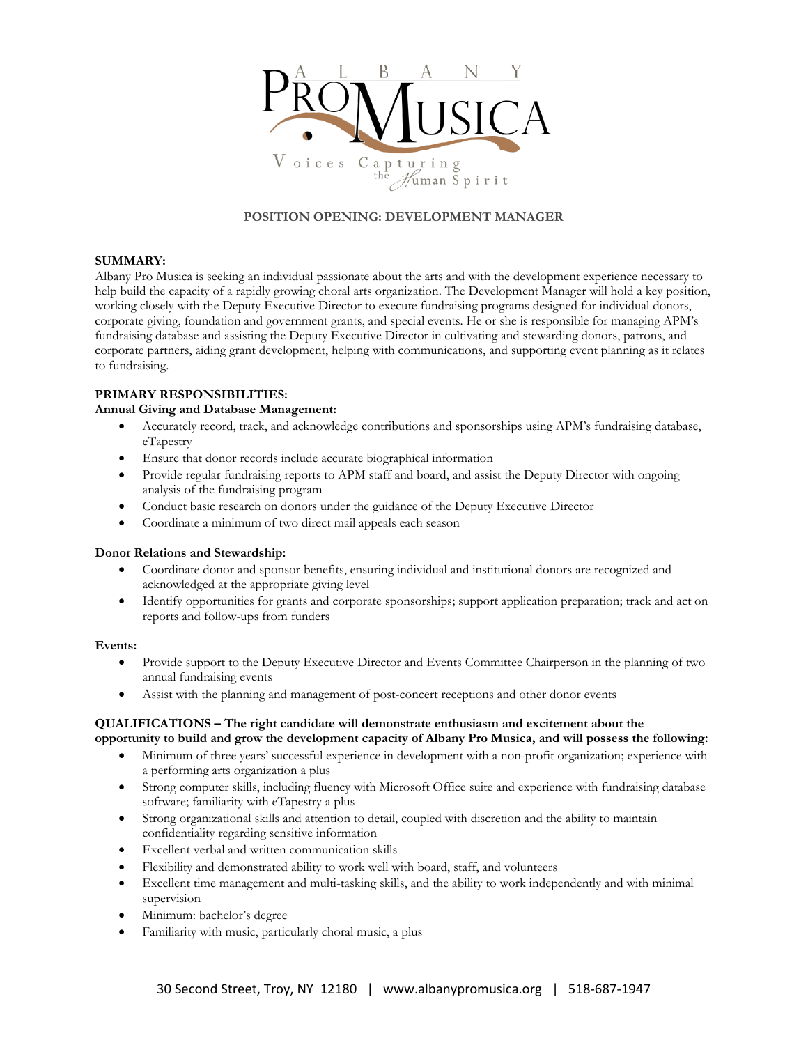# ALBANY PRO MUSICA

Voices Capturing the Human Spirit

## POSITION OPENING: DEVELOPMENT MANAGER

**SUMMARY:**

Albany Pro Musica is seeking an individual passionate about the arts and with the development experience necessary to help build the capacity of a rapidly growing choral arts organization. The Development Manager will hold a key position, working closely with the Deputy Executive Director to execute fundraising programs designed for individual donors, corporate giving, foundation and government grants, and special events. He or she is responsible for managing APM's fundraising database and assisting the Deputy Executive Director in cultivating and stewarding donors, patrons, and corporate partners, aiding grant development, helping with communications, and supporting event planning as it relates to fundraising.

**PRIMARY RESPONSIBILITIES:**

**Annual Giving and Database Management:**

- Accurately record, track, and acknowledge contributions and sponsorships using APM's fundraising database, eTapestry
- Ensure that donor records include accurate biographical information
- Provide regular fundraising reports to APM staff and board, and assist the Deputy Director with ongoing analysis of the fundraising program
- Conduct basic research on donors under the guidance of the Deputy Executive Director
- Coordinate a minimum of two direct mail appeals each season

**Donor Relations and Stewardship:**

- Coordinate donor and sponsor benefits, ensuring individual and institutional donors are recognized and acknowledged at the appropriate giving level
- Identify opportunities for grants and corporate sponsorships; support application preparation; track and act on reports and follow-ups from funders

**Events:**

- Provide support to the Deputy Executive Director and Events Committee Chairperson in the planning of two annual fundraising events
- Assist with the planning and management of post-concert receptions and other donor events

**QUALIFICATIONS – The right candidate will demonstrate enthusiasm and excitement about the opportunity to build and grow the development capacity of Albany Pro Musica, and will possess the following:**

- Minimum of three years' successful experience in development with a non-profit organization; experience with a performing arts organization a plus
- Strong computer skills, including fluency with Microsoft Office suite and experience with fundraising database software; familiarity with eTapestry a plus
- Strong organizational skills and attention to detail, coupled with discretion and the ability to maintain confidentiality regarding sensitive information
- Excellent verbal and written communication skills
- Flexibility and demonstrated ability to work well with board, staff, and volunteers
- Excellent time management and multi-tasking skills, and the ability to work independently and with minimal supervision
- Minimum: bachelor's degree
- Familiarity with music, particularly choral music, a plus

30 Second Street, Troy, NY 12180 | www.albanypromusica.org | 518-687-1947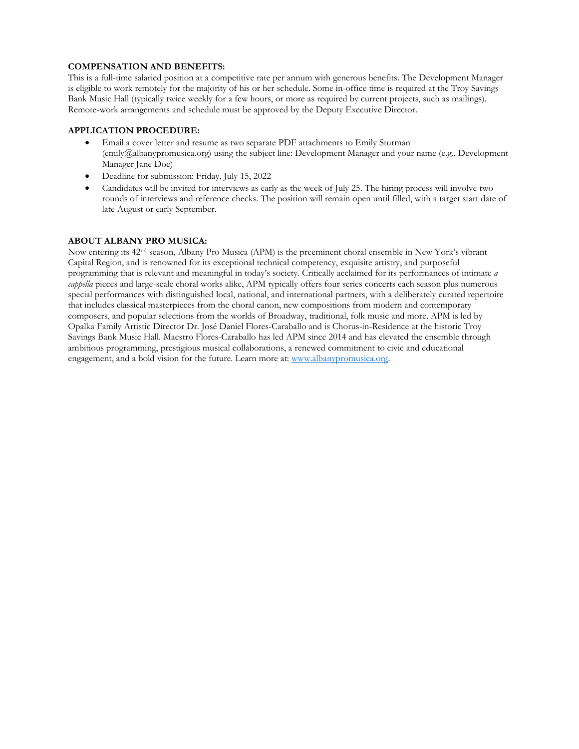**COMPENSATION AND BENEFITS:**

This is a full-time salaried position at a competitive rate per annum with generous benefits. The Development Manager is eligible to work remotely for the majority of his or her schedule. Some in-office time is required at the Troy Savings Bank Music Hall (typically twice weekly for a few hours, or more as required by current projects, such as mailings). Remote-work arrangements and schedule must be approved by the Deputy Executive Director.

**APPLICATION PROCEDURE:**

- Email a cover letter and resume as two separate PDF attachments to Emily Sturman (emily@albanypromusica.org) using the subject line: Development Manager and your name (e.g., Development Manager Jane Doe)
- Deadline for submission: Friday, July 15, 2022
- Candidates will be invited for interviews as early as the week of July 25. The hiring process will involve two rounds of interviews and reference checks. The position will remain open until filled, with a target start date of late August or early September.

**ABOUT ALBANY PRO MUSICA:**

Now entering its 42nd season, Albany Pro Musica (APM) is the preeminent choral ensemble in New York's vibrant Capital Region, and is renowned for its exceptional technical competency, exquisite artistry, and purposeful programming that is relevant and meaningful in today's society. Critically acclaimed for its performances of intimate *a cappella* pieces and large-scale choral works alike, APM typically offers four series concerts each season plus numerous special performances with distinguished local, national, and international partners, with a deliberately curated repertoire that includes classical masterpieces from the choral canon, new compositions from modern and contemporary composers, and popular selections from the worlds of Broadway, traditional, folk music and more. APM is led by Opalka Family Artistic Director Dr. José Daniel Flores-Caraballo and is Chorus-in-Residence at the historic Troy Savings Bank Music Hall. Maestro Flores-Caraballo has led APM since 2014 and has elevated the ensemble through ambitious programming, prestigious musical collaborations, a renewed commitment to civic and educational engagement, and a bold vision for the future. Learn more at: www.albanypromusica.org.